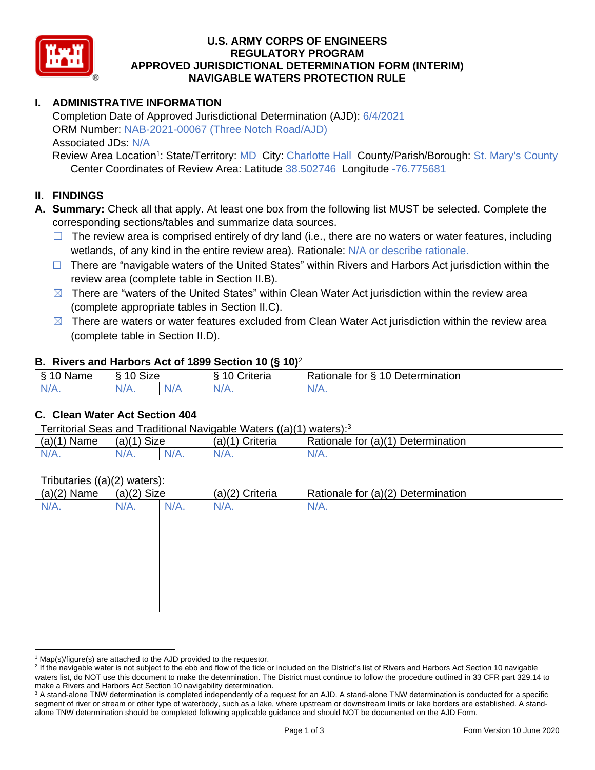# U.S. ARMY CORPS OF ENGINEERS
## REGULATORY PROGRAM
## APPROVED JURISDICTIONAL DETERMINATION FORM (INTERIM)
## NAVIGABLE WATERS PROTECTION RULE

## I. ADMINISTRATIVE INFORMATION

Completion Date of Approved Jurisdictional Determination (AJD): 6/4/2021
ORM Number: NAB-2021-00067 (Three Notch Road/AJD)
Associated JDs: N/A
Review Area Location[1]: State/Territory: MD City: Charlotte Hall County/Parish/Borough: St. Mary's County
Center Coordinates of Review Area: Latitude 38.502746 Longitude -76.775681

## II. FINDINGS

**A. Summary:** Check all that apply. At least one box from the following list MUST be selected. Complete the corresponding sections/tables and summarize data sources.

- ☐ The review area is comprised entirely of dry land (i.e., there are no waters or water features, including wetlands, of any kind in the entire review area). Rationale: N/A or describe rationale.
- ☐ There are "navigable waters of the United States" within Rivers and Harbors Act jurisdiction within the review area (complete table in Section II.B).
- ☒ There are "waters of the United States" within Clean Water Act jurisdiction within the review area (complete appropriate tables in Section II.C).
- ☒ There are waters or water features excluded from Clean Water Act jurisdiction within the review area (complete table in Section II.D).

### B. Rivers and Harbors Act of 1899 Section 10 (§ 10)[2]

| § 10 Name | § 10 Size | | § 10 Criteria | Rationale for § 10 Determination |
|---|---|---|---|---|
| N/A. | N/A. | N/A | N/A. | N/A. |

### C. Clean Water Act Section 404

Territorial Seas and Traditional Navigable Waters ((a)(1) waters):[3]

| (a)(1) Name | (a)(1) Size | | (a)(1) Criteria | Rationale for (a)(1) Determination |
|---|---|---|---|---|
| N/A. | N/A. | N/A. | N/A. | N/A. |

Tributaries ((a)(2) waters):

| (a)(2) Name | (a)(2) Size | | (a)(2) Criteria | Rationale for (a)(2) Determination |
|---|---|---|---|---|
| N/A. | N/A. | N/A. | N/A. | N/A. |

---

[1] Map(s)/figure(s) are attached to the AJD provided to the requestor.

[2] If the navigable water is not subject to the ebb and flow of the tide or included on the District's list of Rivers and Harbors Act Section 10 navigable waters list, do NOT use this document to make the determination. The District must continue to follow the procedure outlined in 33 CFR part 329.14 to make a Rivers and Harbors Act Section 10 navigability determination.

[3] A stand-alone TNW determination is completed independently of a request for an AJD. A stand-alone TNW determination is conducted for a specific segment of river or stream or other type of waterbody, such as a lake, where upstream or downstream limits or lake borders are established. A stand-alone TNW determination should be completed following applicable guidance and should NOT be documented on the AJD Form.

Form Version 10 June 2020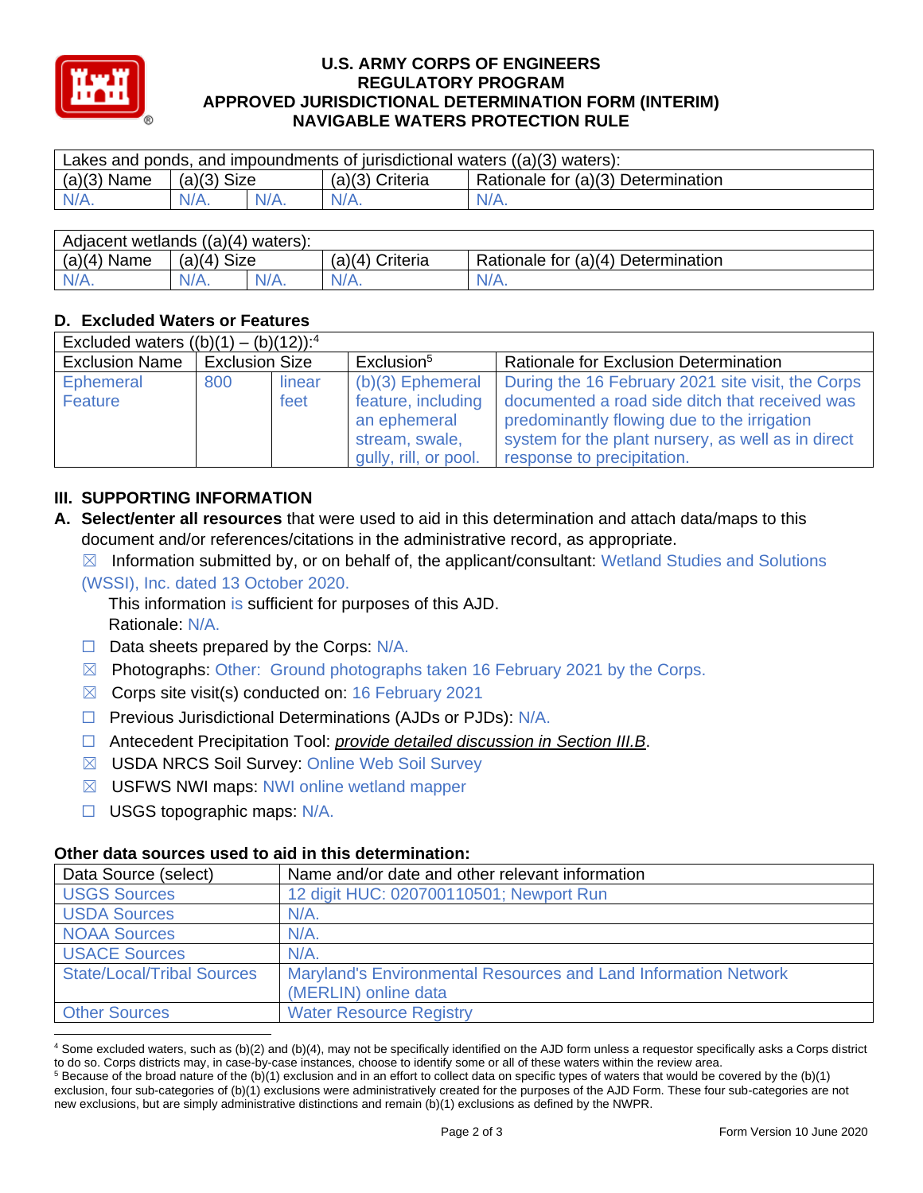**U.S. ARMY CORPS OF ENGINEERS**
**REGULATORY PROGRAM**
**APPROVED JURISDICTIONAL DETERMINATION FORM (INTERIM)**
**NAVIGABLE WATERS PROTECTION RULE**

| Lakes and ponds, and impoundments of jurisdictional waters ((a)(3) waters): | | | | |
|---|---|---|---|---|
| (a)(3) Name | (a)(3) Size | | (a)(3) Criteria | Rationale for (a)(3) Determination |
| N/A. | N/A. | N/A. | N/A. | N/A. |

| Adjacent wetlands ((a)(4) waters): | | | | |
|---|---|---|---|---|
| (a)(4) Name | (a)(4) Size | | (a)(4) Criteria | Rationale for (a)(4) Determination |
| N/A. | N/A. | N/A. | N/A. | N/A. |

### D. Excluded Waters or Features

| Excluded waters ((b)(1) – (b)(12)):[4] | | | | |
|---|---|---|---|---|
| Exclusion Name | Exclusion Size | | Exclusion[5] | Rationale for Exclusion Determination |
| Ephemeral Feature | 800 | linear feet | (b)(3) Ephemeral feature, including an ephemeral stream, swale, gully, rill, or pool. | During the 16 February 2021 site visit, the Corps documented a road side ditch that received was predominantly flowing due to the irrigation system for the plant nursery, as well as in direct response to precipitation. |

## III. SUPPORTING INFORMATION

**A. Select/enter all resources** that were used to aid in this determination and attach data/maps to this document and/or references/citations in the administrative record, as appropriate.

☒ Information submitted by, or on behalf of, the applicant/consultant: Wetland Studies and Solutions (WSSI), Inc. dated 13 October 2020.
This information is sufficient for purposes of this AJD.
Rationale: N/A.

☐ Data sheets prepared by the Corps: N/A.

☒ Photographs: Other: Ground photographs taken 16 February 2021 by the Corps.

☒ Corps site visit(s) conducted on: 16 February 2021

☐ Previous Jurisdictional Determinations (AJDs or PJDs): N/A.

☐ Antecedent Precipitation Tool: *provide detailed discussion in Section III.B*.

☒ USDA NRCS Soil Survey: Online Web Soil Survey

☒ USFWS NWI maps: NWI online wetland mapper

☐ USGS topographic maps: N/A.

### Other data sources used to aid in this determination:

| Data Source (select) | Name and/or date and other relevant information |
|---|---|
| USGS Sources | 12 digit HUC: 020700110501; Newport Run |
| USDA Sources | N/A. |
| NOAA Sources | N/A. |
| USACE Sources | N/A. |
| State/Local/Tribal Sources | Maryland's Environmental Resources and Land Information Network (MERLIN) online data |
| Other Sources | Water Resource Registry |

[4] Some excluded waters, such as (b)(2) and (b)(4), may not be specifically identified on the AJD form unless a requestor specifically asks a Corps district to do so. Corps districts may, in case-by-case instances, choose to identify some or all of these waters within the review area.

[5] Because of the broad nature of the (b)(1) exclusion and in an effort to collect data on specific types of waters that would be covered by the (b)(1) exclusion, four sub-categories of (b)(1) exclusions were administratively created for the purposes of the AJD Form. These four sub-categories are not new exclusions, but are simply administrative distinctions and remain (b)(1) exclusions as defined by the NWPR.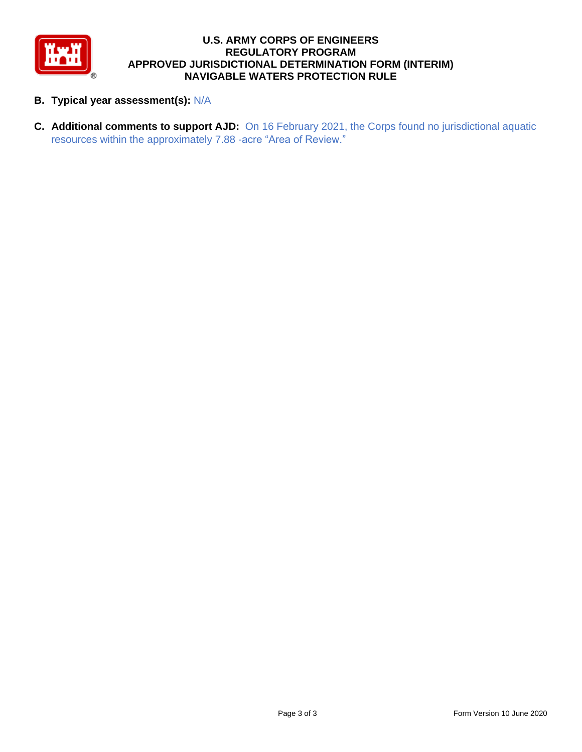**B. Typical year assessment(s):** N/A

**C. Additional comments to support AJD:** On 16 February 2021, the Corps found no jurisdictional aquatic resources within the approximately 7.88 -acre "Area of Review."